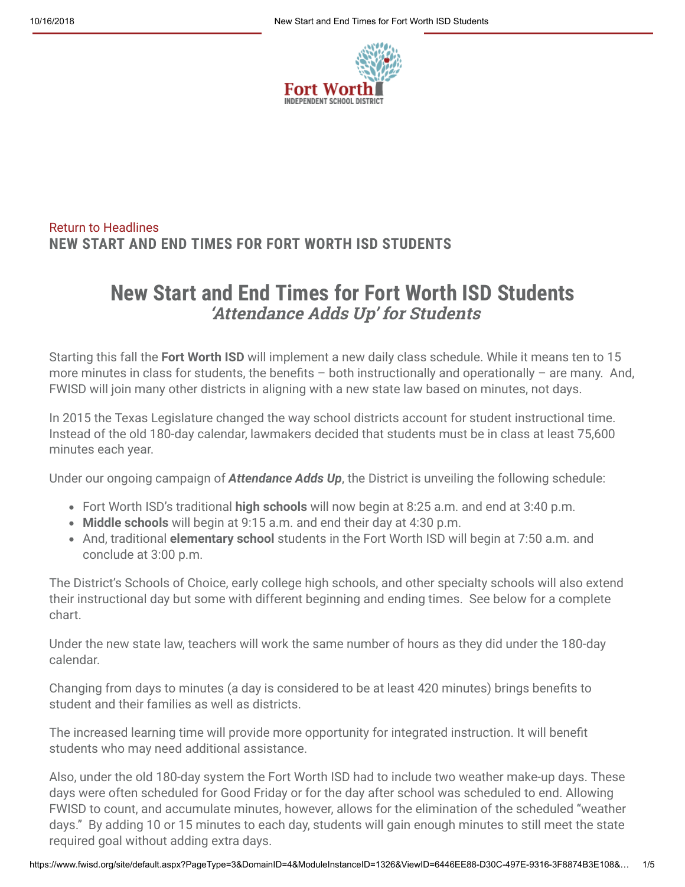Return to Headlines

**NEW START AND END TIMES FOR FORT WORTH ISD STUDENTS**

# New Start and End Times for Fort Worth ISD Students

## *'Attendance Adds Up' for Students*

Starting this fall the **Fort Worth ISD** will implement a new daily class schedule. While it means ten to 15 more minutes in class for students, the benefits – both instructionally and operationally – are many. And, FWISD will join many other districts in aligning with a new state law based on minutes, not days.

In 2015 the Texas Legislature changed the way school districts account for student instructional time. Instead of the old 180-day calendar, lawmakers decided that students must be in class at least 75,600 minutes each year.

Under our ongoing campaign of ***Attendance Adds Up***, the District is unveiling the following schedule:

- Fort Worth ISD's traditional **high schools** will now begin at 8:25 a.m. and end at 3:40 p.m.
- **Middle schools** will begin at 9:15 a.m. and end their day at 4:30 p.m.
- And, traditional **elementary school** students in the Fort Worth ISD will begin at 7:50 a.m. and conclude at 3:00 p.m.

The District's Schools of Choice, early college high schools, and other specialty schools will also extend their instructional day but some with different beginning and ending times. See below for a complete chart.

Under the new state law, teachers will work the same number of hours as they did under the 180-day calendar.

Changing from days to minutes (a day is considered to be at least 420 minutes) brings benefits to student and their families as well as districts.

The increased learning time will provide more opportunity for integrated instruction. It will benefit students who may need additional assistance.

Also, under the old 180-day system the Fort Worth ISD had to include two weather make-up days. These days were often scheduled for Good Friday or for the day after school was scheduled to end. Allowing FWISD to count, and accumulate minutes, however, allows for the elimination of the scheduled "weather days." By adding 10 or 15 minutes to each day, students will gain enough minutes to still meet the state required goal without adding extra days.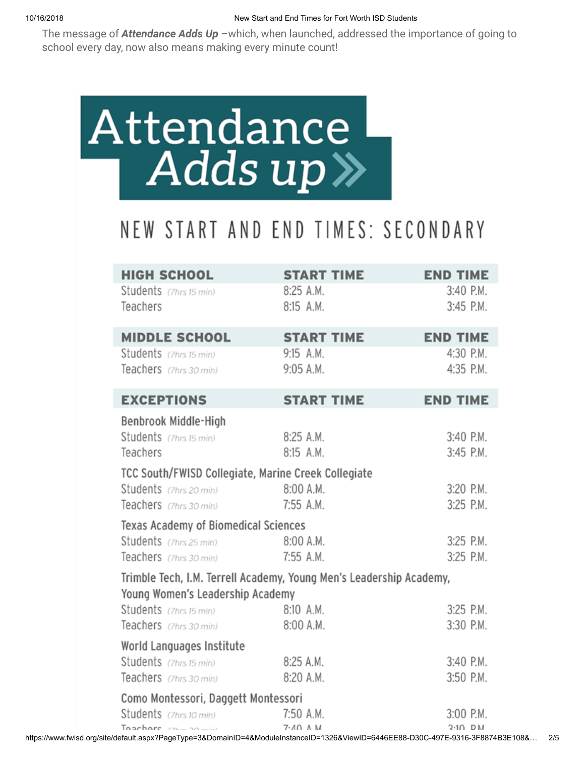The message of ***Attendance Adds Up*** –which, when launched, addressed the importance of going to school every day, now also means making every minute count!

# Attendance Adds up

## NEW START AND END TIMES: SECONDARY

| HIGH SCHOOL | START TIME | END TIME |
|---|---|---|
| Students *(7hrs 15 min)* | 8:25 A.M. | 3:40 P.M. |
| Teachers | 8:15 A.M. | 3:45 P.M. |

| MIDDLE SCHOOL | START TIME | END TIME |
|---|---|---|
| Students *(7hrs 15 min)* | 9:15 A.M. | 4:30 P.M. |
| Teachers *(7hrs 30 min)* | 9:05 A.M. | 4:35 P.M. |

| EXCEPTIONS | START TIME | END TIME |
|---|---|---|
| **Benbrook Middle-High** | | |
| Students *(7hrs 15 min)* | 8:25 A.M. | 3:40 P.M. |
| Teachers | 8:15 A.M. | 3:45 P.M. |
| **TCC South/FWISD Collegiate, Marine Creek Collegiate** | | |
| Students *(7hrs 20 min)* | 8:00 A.M. | 3:20 P.M. |
| Teachers *(7hrs 30 min)* | 7:55 A.M. | 3:25 P.M. |
| **Texas Academy of Biomedical Sciences** | | |
| Students *(7hrs 25 min)* | 8:00 A.M. | 3:25 P.M. |
| Teachers *(7hrs 30 min)* | 7:55 A.M. | 3:25 P.M. |
| **Trimble Tech, I.M. Terrell Academy, Young Men's Leadership Academy, Young Women's Leadership Academy** | | |
| Students *(7hrs 15 min)* | 8:10 A.M. | 3:25 P.M. |
| Teachers *(7hrs 30 min)* | 8:00 A.M. | 3:30 P.M. |
| **World Languages Institute** | | |
| Students *(7hrs 15 min)* | 8:25 A.M. | 3:40 P.M. |
| Teachers *(7hrs 30 min)* | 8:20 A.M. | 3:50 P.M. |
| **Como Montessori, Daggett Montessori** | | |
| Students *(7hrs 10 min)* | 7:50 A.M. | 3:00 P.M. |
| Teachers *(7hrs 30 min)* | 7:40 A.M. | 3:10 P.M. |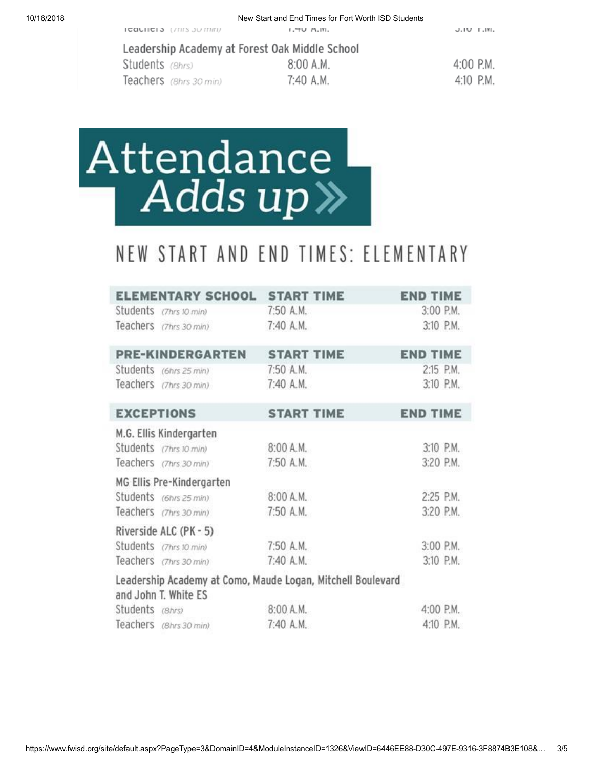| | | |
|---|---|---|
| Teachers (7hrs 30 min) | 7:40 A.M. | 3:10 P.M. |
| **Leadership Academy at Forest Oak Middle School** | | |
| Students (8hrs) | 8:00 A.M. | 4:00 P.M. |
| Teachers (8hrs 30 min) | 7:40 A.M. | 4:10 P.M. |

# Attendance *Adds up* »

## NEW START AND END TIMES: ELEMENTARY

| ELEMENTARY SCHOOL | START TIME | END TIME |
|---|---|---|
| Students (7hrs 10 min) | 7:50 A.M. | 3:00 P.M. |
| Teachers (7hrs 30 min) | 7:40 A.M. | 3:10 P.M. |

| PRE-KINDERGARTEN | START TIME | END TIME |
|---|---|---|
| Students (6hrs 25 min) | 7:50 A.M. | 2:15 P.M. |
| Teachers (7hrs 30 min) | 7:40 A.M. | 3:10 P.M. |

| EXCEPTIONS | START TIME | END TIME |
|---|---|---|
| **M.G. Ellis Kindergarten** | | |
| Students (7hrs 10 min) | 8:00 A.M. | 3:10 P.M. |
| Teachers (7hrs 30 min) | 7:50 A.M. | 3:20 P.M. |
| **MG Ellis Pre-Kindergarten** | | |
| Students (6hrs 25 min) | 8:00 A.M. | 2:25 P.M. |
| Teachers (7hrs 30 min) | 7:50 A.M. | 3:20 P.M. |
| **Riverside ALC (PK - 5)** | | |
| Students (7hrs 10 min) | 7:50 A.M. | 3:00 P.M. |
| Teachers (7hrs 30 min) | 7:40 A.M. | 3:10 P.M. |
| **Leadership Academy at Como, Maude Logan, Mitchell Boulevard and John T. White ES** | | |
| Students (8hrs) | 8:00 A.M. | 4:00 P.M. |
| Teachers (8hrs 30 min) | 7:40 A.M. | 4:10 P.M. |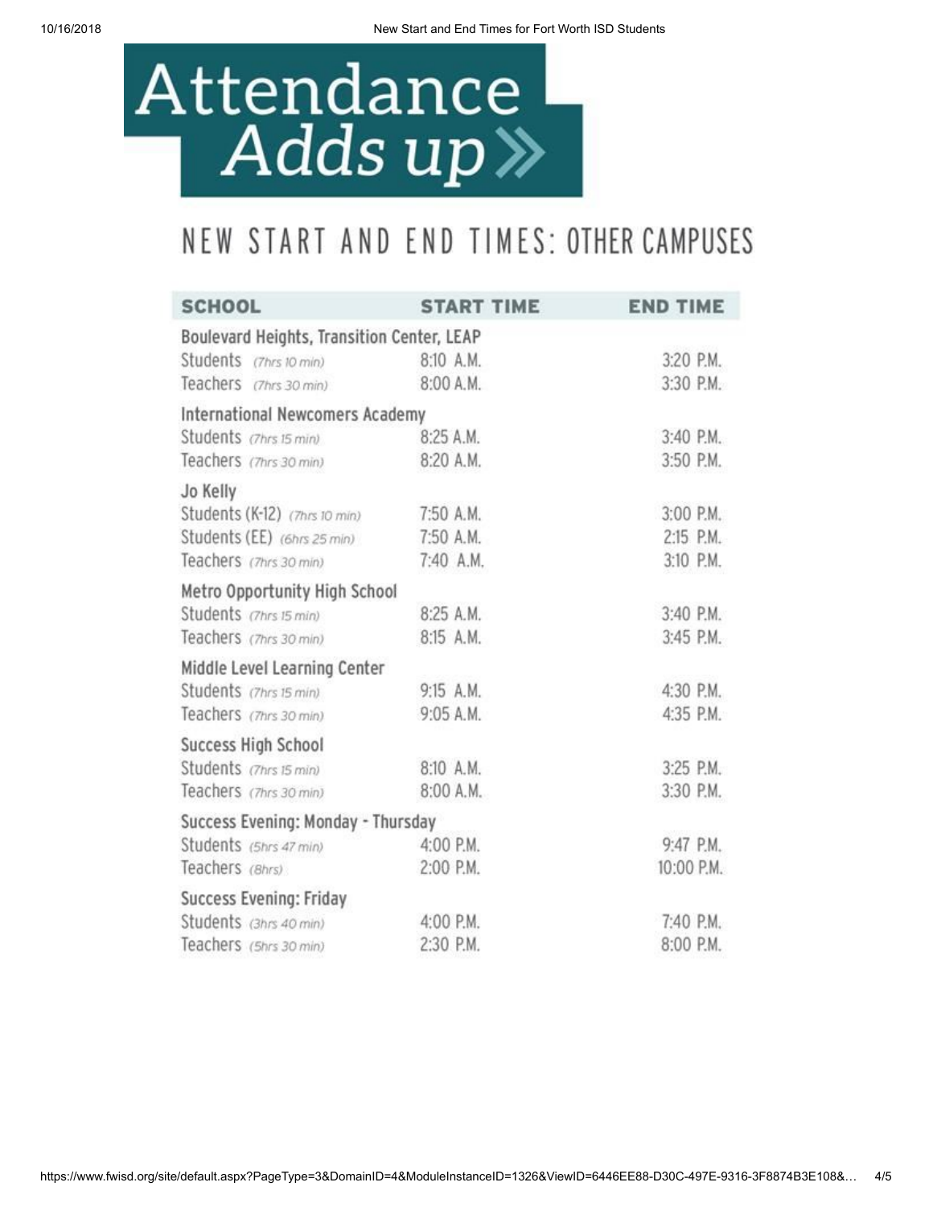# Attendance Adds up»

## NEW START AND END TIMES: OTHER CAMPUSES

| SCHOOL | START TIME | END TIME |
|---|---|---|
| **Boulevard Heights, Transition Center, LEAP** | | |
| Students *(7hrs 10 min)* | 8:10 A.M. | 3:20 P.M. |
| Teachers *(7hrs 30 min)* | 8:00 A.M. | 3:30 P.M. |
| **International Newcomers Academy** | | |
| Students *(7hrs 15 min)* | 8:25 A.M. | 3:40 P.M. |
| Teachers *(7hrs 30 min)* | 8:20 A.M. | 3:50 P.M. |
| **Jo Kelly** | | |
| Students (K-12) *(7hrs 10 min)* | 7:50 A.M. | 3:00 P.M. |
| Students (EE) *(6hrs 25 min)* | 7:50 A.M. | 2:15 P.M. |
| Teachers *(7hrs 30 min)* | 7:40 A.M. | 3:10 P.M. |
| **Metro Opportunity High School** | | |
| Students *(7hrs 15 min)* | 8:25 A.M. | 3:40 P.M. |
| Teachers *(7hrs 30 min)* | 8:15 A.M. | 3:45 P.M. |
| **Middle Level Learning Center** | | |
| Students *(7hrs 15 min)* | 9:15 A.M. | 4:30 P.M. |
| Teachers *(7hrs 30 min)* | 9:05 A.M. | 4:35 P.M. |
| **Success High School** | | |
| Students *(7hrs 15 min)* | 8:10 A.M. | 3:25 P.M. |
| Teachers *(7hrs 30 min)* | 8:00 A.M. | 3:30 P.M. |
| **Success Evening: Monday - Thursday** | | |
| Students *(5hrs 47 min)* | 4:00 P.M. | 9:47 P.M. |
| Teachers *(8hrs)* | 2:00 P.M. | 10:00 P.M. |
| **Success Evening: Friday** | | |
| Students *(3hrs 40 min)* | 4:00 P.M. | 7:40 P.M. |
| Teachers *(5hrs 30 min)* | 2:30 P.M. | 8:00 P.M. |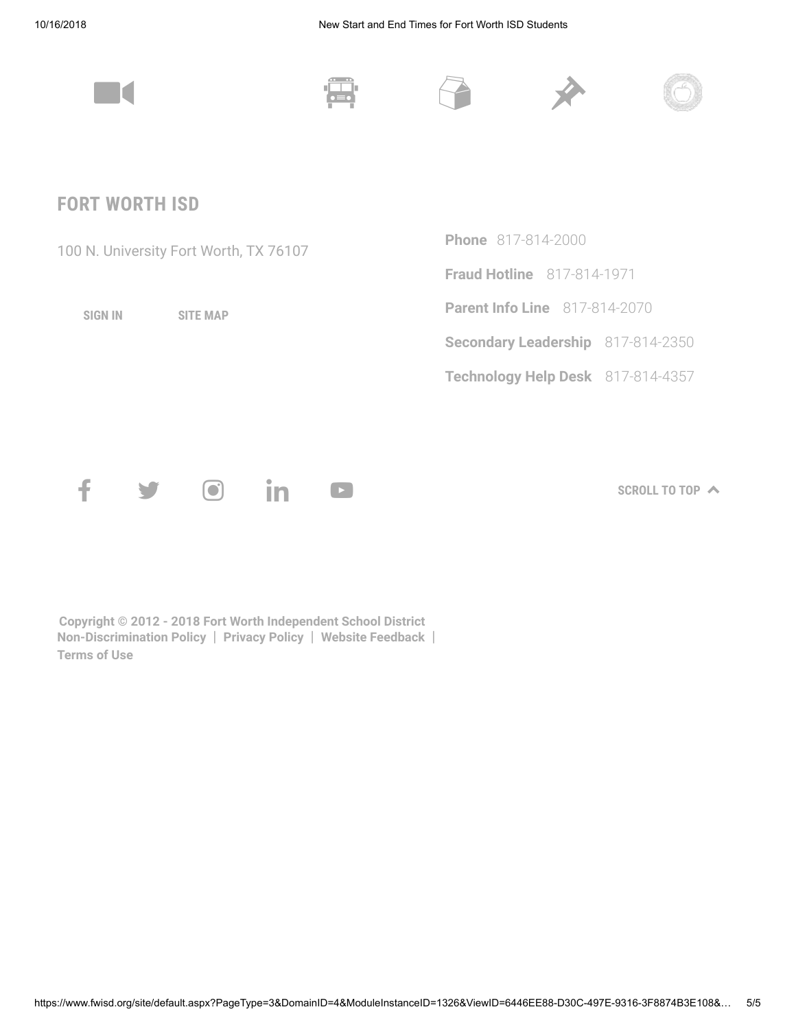## FORT WORTH ISD

100 N. University Fort Worth, TX 76107

SIGN IN SITE MAP

**Phone** 817-814-2000

**Fraud Hotline** 817-814-1971

**Parent Info Line** 817-814-2070

**Secondary Leadership** 817-814-2350

**Technology Help Desk** 817-814-4357

SCROLL TO TOP

**Copyright © 2012 - 2018 Fort Worth Independent School District**
**Non-Discrimination Policy** | **Privacy Policy** | **Website Feedback** | **Terms of Use**